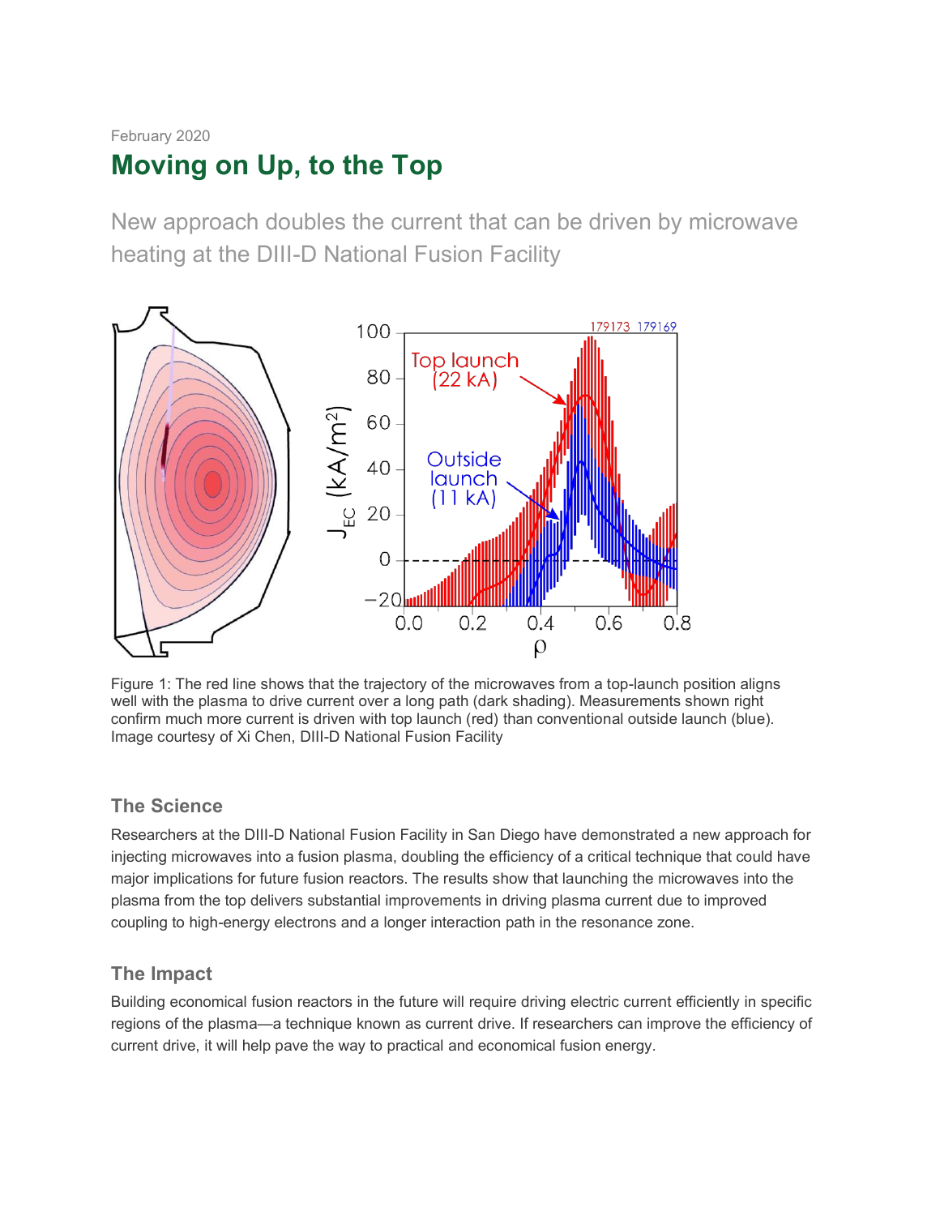February 2020

# Moving on Up, to the Top

New approach doubles the current that can be driven by microwave heating at the DIII-D National Fusion Facility

Figure 1: The red line shows that the trajectory of the microwaves from a top-launch position aligns well with the plasma to drive current over a long path (dark shading). Measurements shown right confirm much more current is driven with top launch (red) than conventional outside launch (blue). Image courtesy of Xi Chen, DIII-D National Fusion Facility

## The Science

Researchers at the DIII-D National Fusion Facility in San Diego have demonstrated a new approach for injecting microwaves into a fusion plasma, doubling the efficiency of a critical technique that could have major implications for future fusion reactors. The results show that launching the microwaves into the plasma from the top delivers substantial improvements in driving plasma current due to improved coupling to high-energy electrons and a longer interaction path in the resonance zone.

## The Impact

Building economical fusion reactors in the future will require driving electric current efficiently in specific regions of the plasma—a technique known as current drive. If researchers can improve the efficiency of current drive, it will help pave the way to practical and economical fusion energy.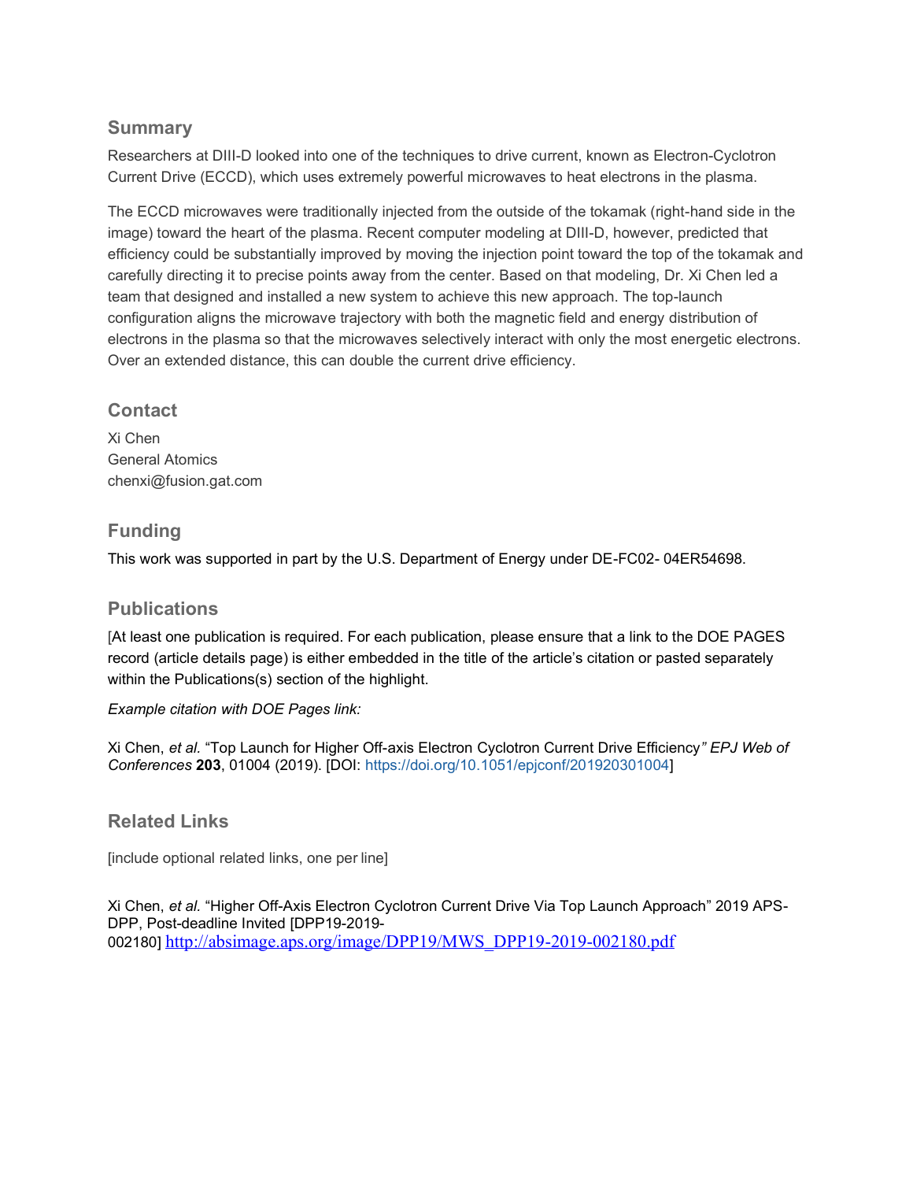## Summary

Researchers at DIII-D looked into one of the techniques to drive current, known as Electron-Cyclotron Current Drive (ECCD), which uses extremely powerful microwaves to heat electrons in the plasma.

The ECCD microwaves were traditionally injected from the outside of the tokamak (right-hand side in the image) toward the heart of the plasma. Recent computer modeling at DIII-D, however, predicted that efficiency could be substantially improved by moving the injection point toward the top of the tokamak and carefully directing it to precise points away from the center. Based on that modeling, Dr. Xi Chen led a team that designed and installed a new system to achieve this new approach. The top-launch configuration aligns the microwave trajectory with both the magnetic field and energy distribution of electrons in the plasma so that the microwaves selectively interact with only the most energetic electrons. Over an extended distance, this can double the current drive efficiency.

## Contact

Xi Chen
General Atomics
chenxi@fusion.gat.com

## Funding

This work was supported in part by the U.S. Department of Energy under DE-FC02- 04ER54698.

## Publications

[At least one publication is required. For each publication, please ensure that a link to the DOE PAGES record (article details page) is either embedded in the title of the article's citation or pasted separately within the Publications(s) section of the highlight.

*Example citation with DOE Pages link:*

Xi Chen, *et al.* "Top Launch for Higher Off-axis Electron Cyclotron Current Drive Efficiency*" EPJ Web of Conferences* **203**, 01004 (2019). [DOI: https://doi.org/10.1051/epjconf/201920301004]

## Related Links

[include optional related links, one per line]

Xi Chen, *et al.* "Higher Off-Axis Electron Cyclotron Current Drive Via Top Launch Approach" 2019 APS-DPP, Post-deadline Invited [DPP19-2019-002180] http://absimage.aps.org/image/DPP19/MWS_DPP19-2019-002180.pdf